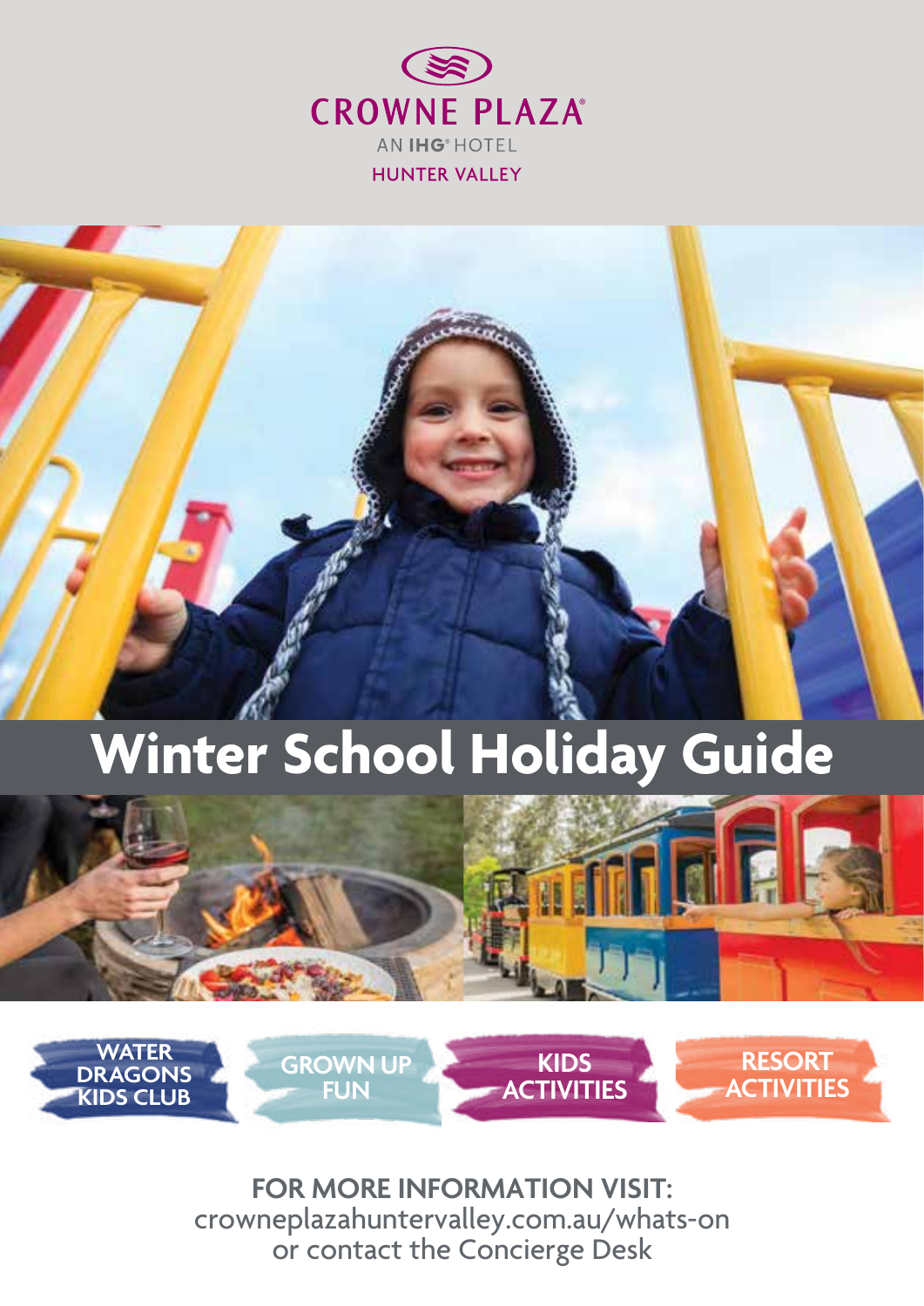CROWNE PLAZA®

AN IHG® HOTEL

HUNTER VALLEY

# Winter School Holiday Guide

WATER DRAGONS KIDS CLUB

GROWN UP FUN

KIDS ACTIVITIES

RESORT ACTIVITIES

**FOR MORE INFORMATION VISIT:**
crowneplazahuntervalley.com.au/whats-on
or contact the Concierge Desk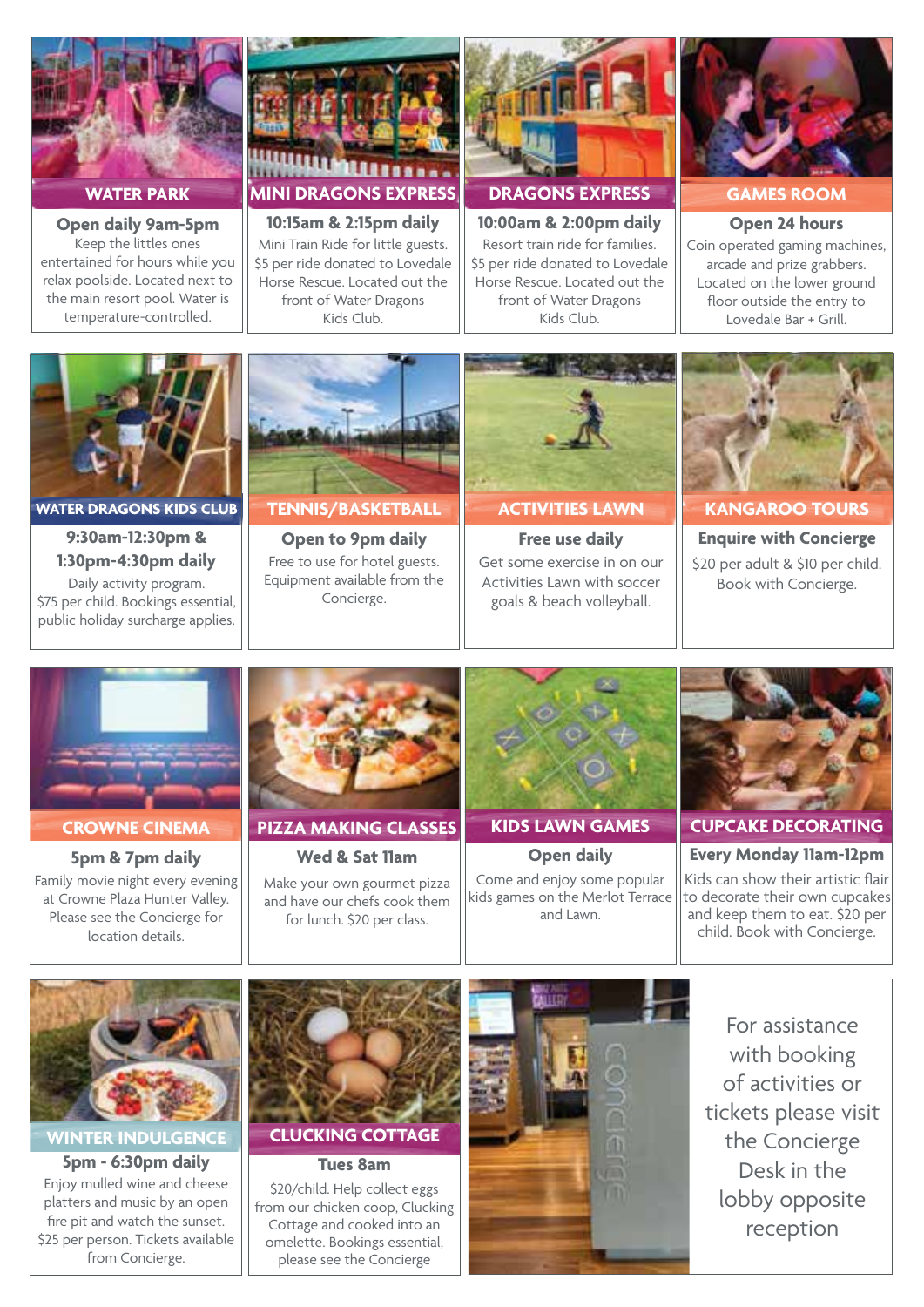## WATER PARK

**Open daily 9am-5pm**

Keep the littles ones entertained for hours while you relax poolside. Located next to the main resort pool. Water is temperature-controlled.

## MINI DRAGONS EXPRESS

**10:15am & 2:15pm daily**

Mini Train Ride for little guests. $5 per ride donated to Lovedale Horse Rescue. Located out the front of Water Dragons Kids Club.

## DRAGONS EXPRESS

**10:00am & 2:00pm daily**

Resort train ride for families. $5 per ride donated to Lovedale Horse Rescue. Located out the front of Water Dragons Kids Club.

## GAMES ROOM

**Open 24 hours**

Coin operated gaming machines, arcade and prize grabbers. Located on the lower ground floor outside the entry to Lovedale Bar + Grill.

## WATER DRAGONS KIDS CLUB

**9:30am-12:30pm & 1:30pm-4:30pm daily**

Daily activity program. $75 per child. Bookings essential, public holiday surcharge applies.

## TENNIS/BASKETBALL

**Open to 9pm daily**

Free to use for hotel guests. Equipment available from the Concierge.

## ACTIVITIES LAWN

**Free use daily**

Get some exercise in on our Activities Lawn with soccer goals & beach volleyball.

## KANGAROO TOURS

**Enquire with Concierge**

$20 per adult & $10 per child. Book with Concierge.

## CROWNE CINEMA

**5pm & 7pm daily**

Family movie night every evening at Crowne Plaza Hunter Valley. Please see the Concierge for location details.

## PIZZA MAKING CLASSES

**Wed & Sat 11am**

Make your own gourmet pizza and have our chefs cook them for lunch. $20 per class.

## KIDS LAWN GAMES

**Open daily**

Come and enjoy some popular kids games on the Merlot Terrace and Lawn.

## CUPCAKE DECORATING

**Every Monday 11am-12pm**

Kids can show their artistic flair to decorate their own cupcakes and keep them to eat. $20 per child. Book with Concierge.

## WINTER INDULGENCE

**5pm - 6:30pm daily**

Enjoy mulled wine and cheese platters and music by an open fire pit and watch the sunset. $25 per person. Tickets available from Concierge.

## CLUCKING COTTAGE

**Tues 8am**

$20/child. Help collect eggs from our chicken coop, Clucking Cottage and cooked into an omelette. Bookings essential, please see the Concierge

For assistance with booking of activities or tickets please visit the Concierge Desk in the lobby opposite reception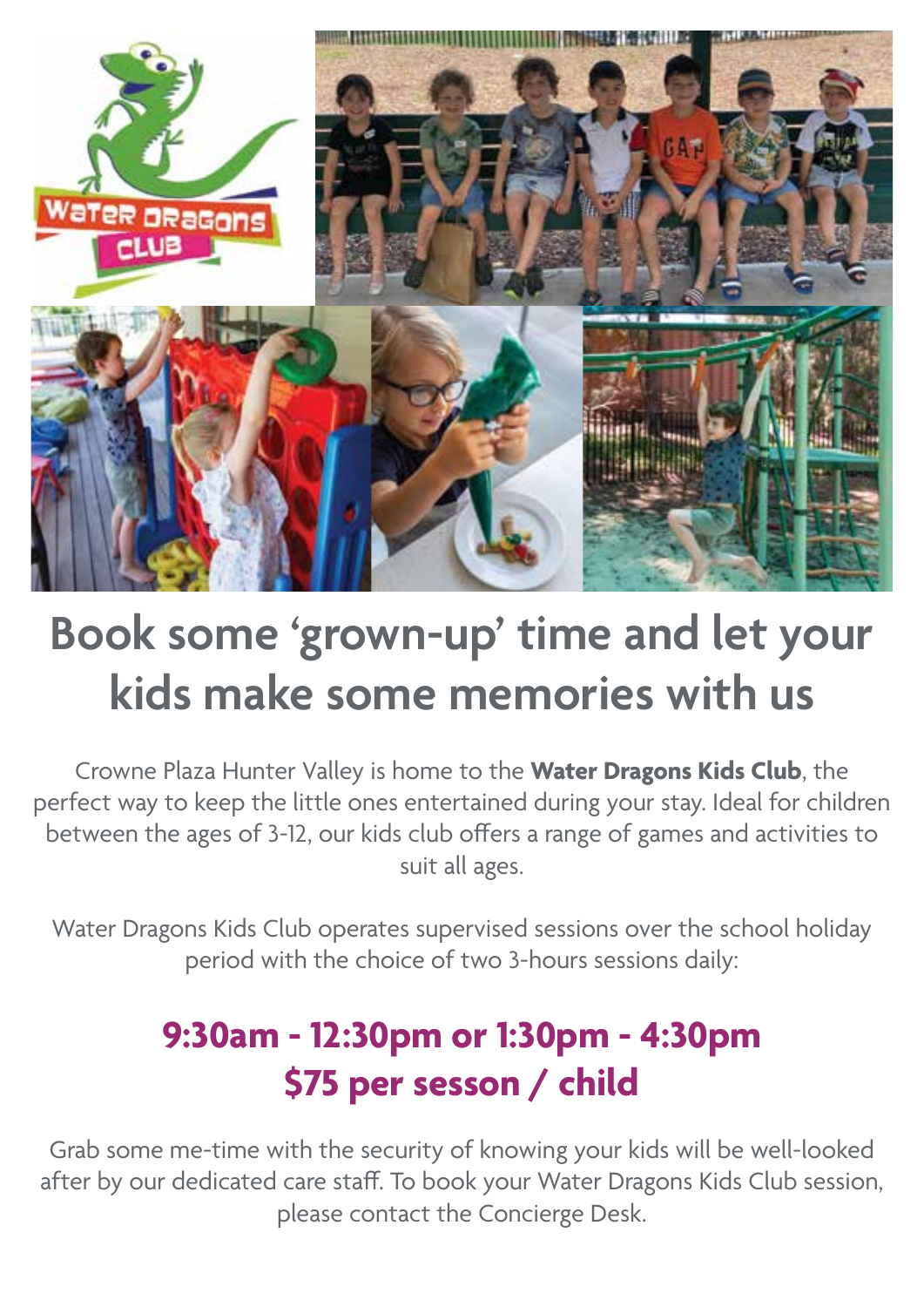# Book some 'grown-up' time and let your kids make some memories with us

Crowne Plaza Hunter Valley is home to the **Water Dragons Kids Club**, the perfect way to keep the little ones entertained during your stay. Ideal for children between the ages of 3-12, our kids club offers a range of games and activities to suit all ages.

Water Dragons Kids Club operates supervised sessions over the school holiday period with the choice of two 3-hours sessions daily:

## 9:30am - 12:30pm or 1:30pm - 4:30pm
## $75 per sesson / child

Grab some me-time with the security of knowing your kids will be well-looked after by our dedicated care staff. To book your Water Dragons Kids Club session, please contact the Concierge Desk.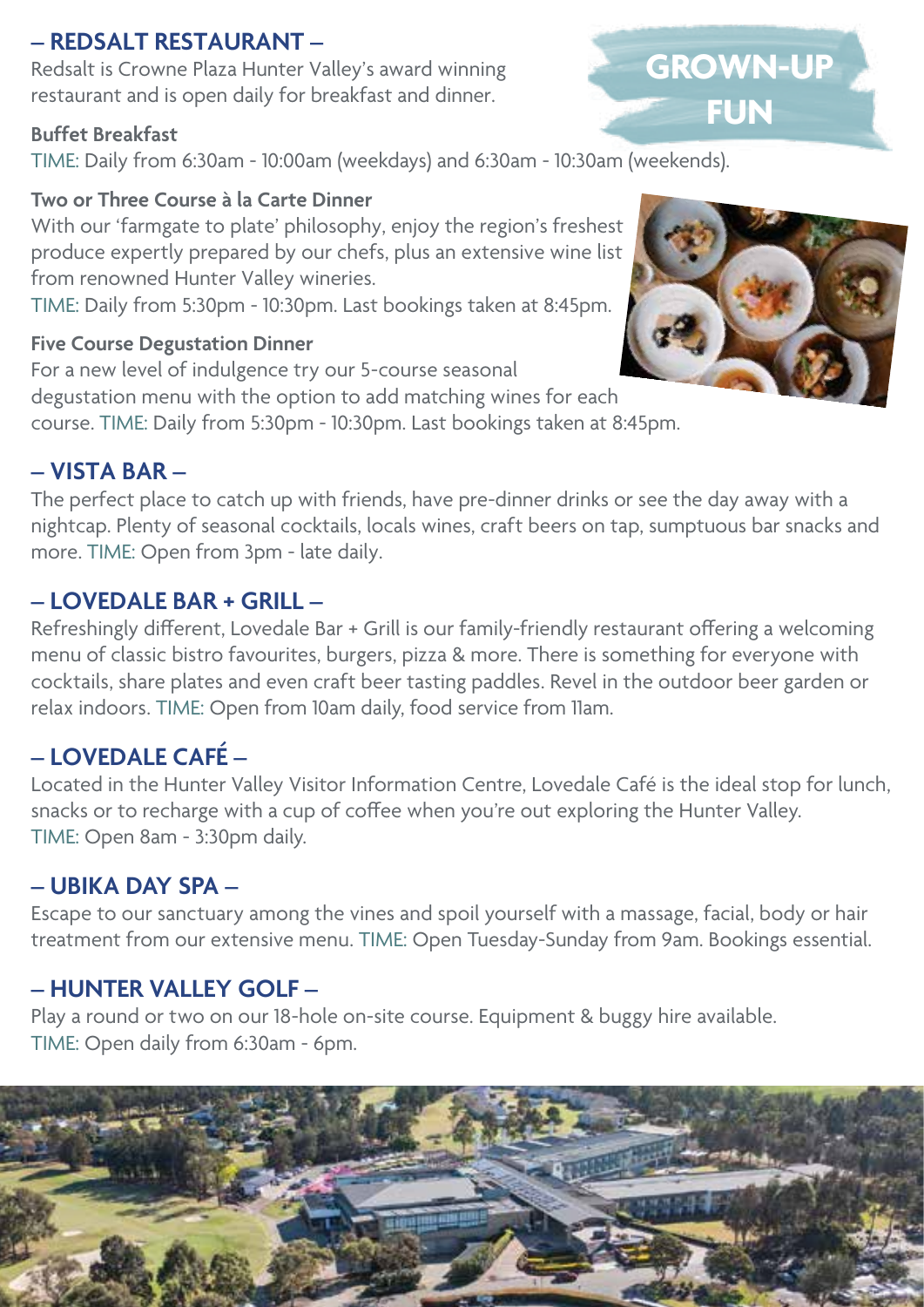# GROWN-UP FUN

## – REDSALT RESTAURANT –

Redsalt is Crowne Plaza Hunter Valley's award winning restaurant and is open daily for breakfast and dinner.

**Buffet Breakfast**

TIME: Daily from 6:30am - 10:00am (weekdays) and 6:30am - 10:30am (weekends).

**Two or Three Course à la Carte Dinner**

With our 'farmgate to plate' philosophy, enjoy the region's freshest produce expertly prepared by our chefs, plus an extensive wine list from renowned Hunter Valley wineries.

TIME: Daily from 5:30pm - 10:30pm. Last bookings taken at 8:45pm.

**Five Course Degustation Dinner**

For a new level of indulgence try our 5-course seasonal degustation menu with the option to add matching wines for each course. TIME: Daily from 5:30pm - 10:30pm. Last bookings taken at 8:45pm.

## – VISTA BAR –

The perfect place to catch up with friends, have pre-dinner drinks or see the day away with a nightcap. Plenty of seasonal cocktails, locals wines, craft beers on tap, sumptuous bar snacks and more. TIME: Open from 3pm - late daily.

## – LOVEDALE BAR + GRILL –

Refreshingly different, Lovedale Bar + Grill is our family-friendly restaurant offering a welcoming menu of classic bistro favourites, burgers, pizza & more. There is something for everyone with cocktails, share plates and even craft beer tasting paddles. Revel in the outdoor beer garden or relax indoors. TIME: Open from 10am daily, food service from 11am.

## – LOVEDALE CAFÉ –

Located in the Hunter Valley Visitor Information Centre, Lovedale Café is the ideal stop for lunch, snacks or to recharge with a cup of coffee when you're out exploring the Hunter Valley.
TIME: Open 8am - 3:30pm daily.

## – UBIKA DAY SPA –

Escape to our sanctuary among the vines and spoil yourself with a massage, facial, body or hair treatment from our extensive menu. TIME: Open Tuesday-Sunday from 9am. Bookings essential.

## – HUNTER VALLEY GOLF –

Play a round or two on our 18-hole on-site course. Equipment & buggy hire available.
TIME: Open daily from 6:30am - 6pm.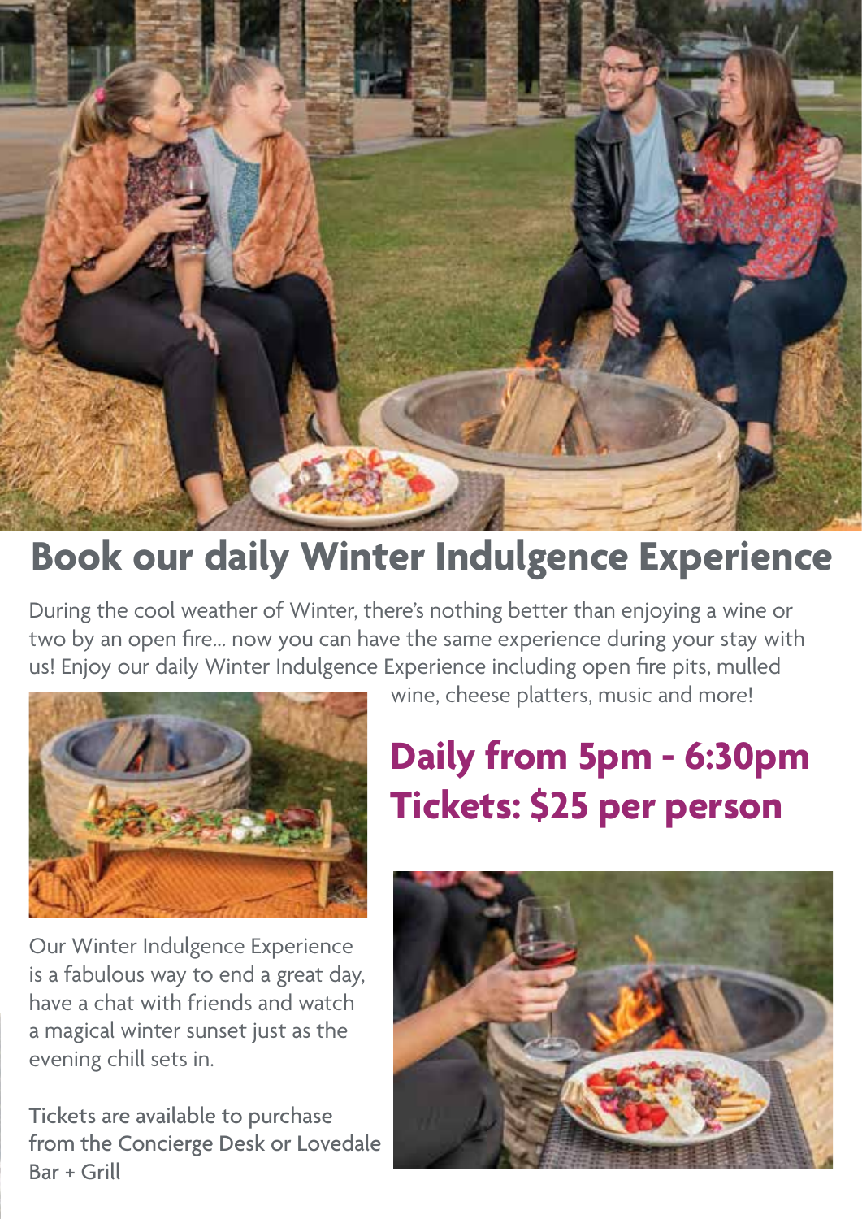# Book our daily Winter Indulgence Experience

During the cool weather of Winter, there's nothing better than enjoying a wine or two by an open fire... now you can have the same experience during your stay with us! Enjoy our daily Winter Indulgence Experience including open fire pits, mulled wine, cheese platters, music and more!

## Daily from 5pm - 6:30pm
## Tickets: $25 per person

Our Winter Indulgence Experience is a fabulous way to end a great day, have a chat with friends and watch a magical winter sunset just as the evening chill sets in.

Tickets are available to purchase from the Concierge Desk or Lovedale Bar + Grill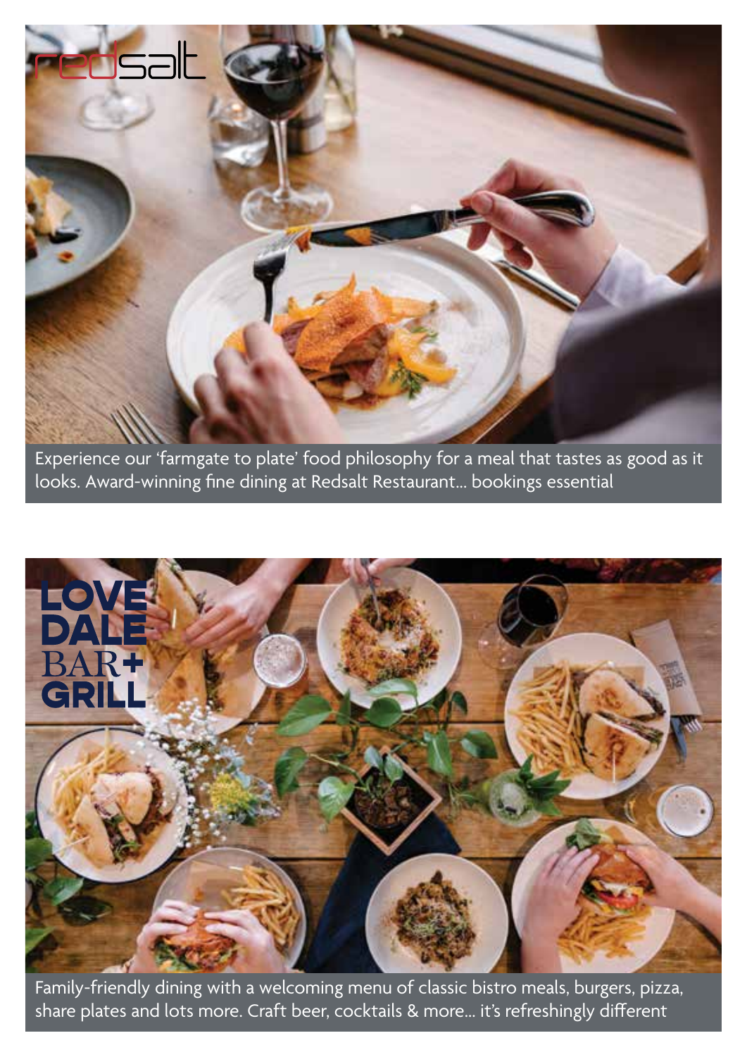redsalt

Experience our 'farmgate to plate' food philosophy for a meal that tastes as good as it looks. Award-winning fine dining at Redsalt Restaurant... bookings essential

LOVE DALE BAR+ GRILL

Family-friendly dining with a welcoming menu of classic bistro meals, burgers, pizza, share plates and lots more. Craft beer, cocktails & more... it's refreshingly different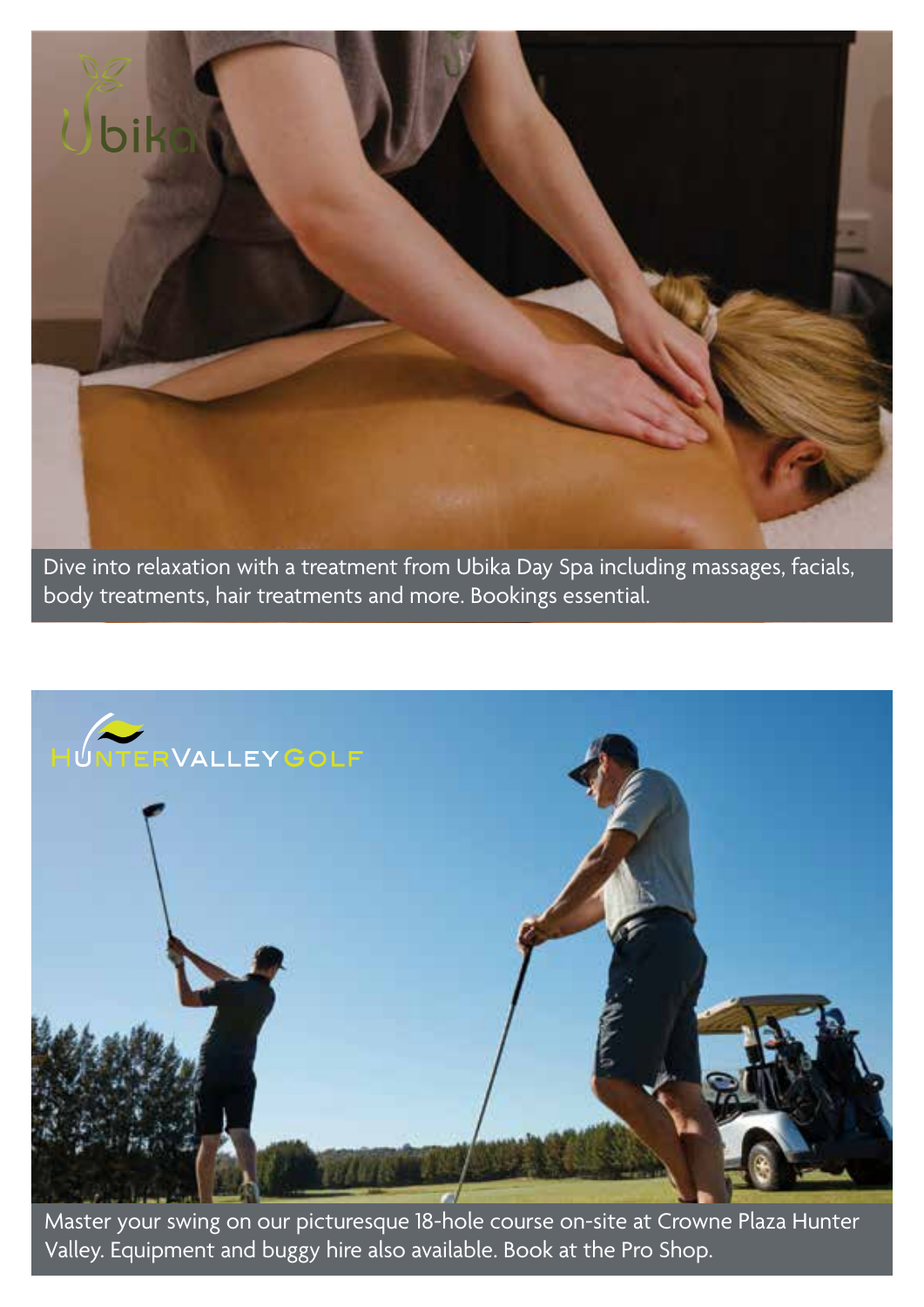Dive into relaxation with a treatment from Ubika Day Spa including massages, facials, body treatments, hair treatments and more. Bookings essential.

Master your swing on our picturesque 18-hole course on-site at Crowne Plaza Hunter Valley. Equipment and buggy hire also available. Book at the Pro Shop.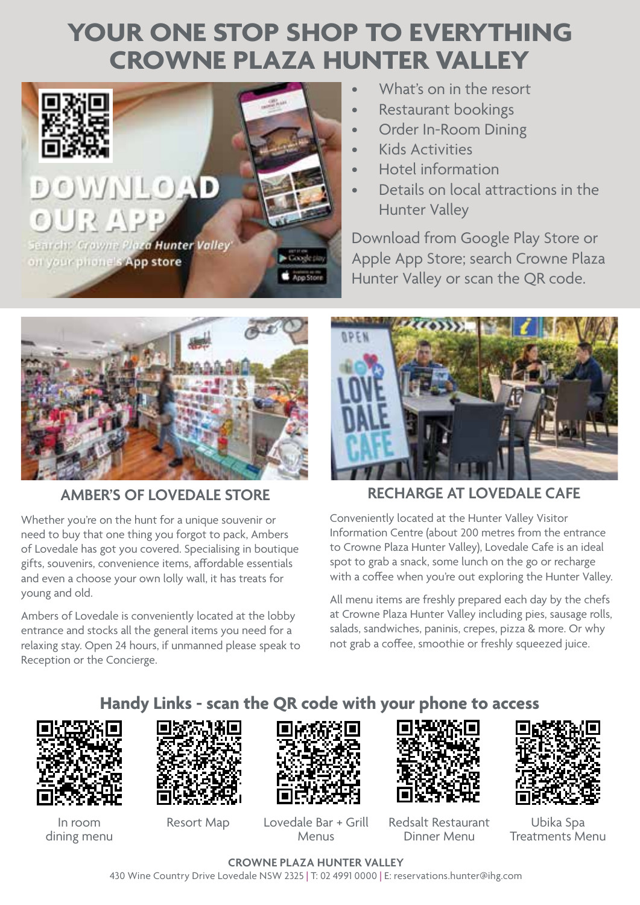# YOUR ONE STOP SHOP TO EVERYTHING CROWNE PLAZA HUNTER VALLEY

DOWNLOAD OUR APP

Search: 'Crowne Plaza Hunter Valley' on your phone's App store

- What's on in the resort
- Restaurant bookings
- Order In-Room Dining
- Kids Activities
- Hotel information
- Details on local attractions in the Hunter Valley

Download from Google Play Store or Apple App Store; search Crowne Plaza Hunter Valley or scan the QR code.

## AMBER'S OF LOVEDALE STORE

Whether you're on the hunt for a unique souvenir or need to buy that one thing you forgot to pack, Ambers of Lovedale has got you covered. Specialising in boutique gifts, souvenirs, convenience items, affordable essentials and even a choose your own lolly wall, it has treats for young and old.

Ambers of Lovedale is conveniently located at the lobby entrance and stocks all the general items you need for a relaxing stay. Open 24 hours, if unmanned please speak to Reception or the Concierge.

## RECHARGE AT LOVEDALE CAFE

Conveniently located at the Hunter Valley Visitor Information Centre (about 200 metres from the entrance to Crowne Plaza Hunter Valley), Lovedale Cafe is an ideal spot to grab a snack, some lunch on the go or recharge with a coffee when you're out exploring the Hunter Valley.

All menu items are freshly prepared each day by the chefs at Crowne Plaza Hunter Valley including pies, sausage rolls, salads, sandwiches, paninis, crepes, pizza & more. Or why not grab a coffee, smoothie or freshly squeezed juice.

## Handy Links - scan the QR code with your phone to access

- In room dining menu
- Resort Map
- Lovedale Bar + Grill Menus
- Redsalt Restaurant Dinner Menu
- Ubika Spa Treatments Menu

**CROWNE PLAZA HUNTER VALLEY**
430 Wine Country Drive Lovedale NSW 2325 | T: 02 4991 0000 | E: reservations.hunter@ihg.com